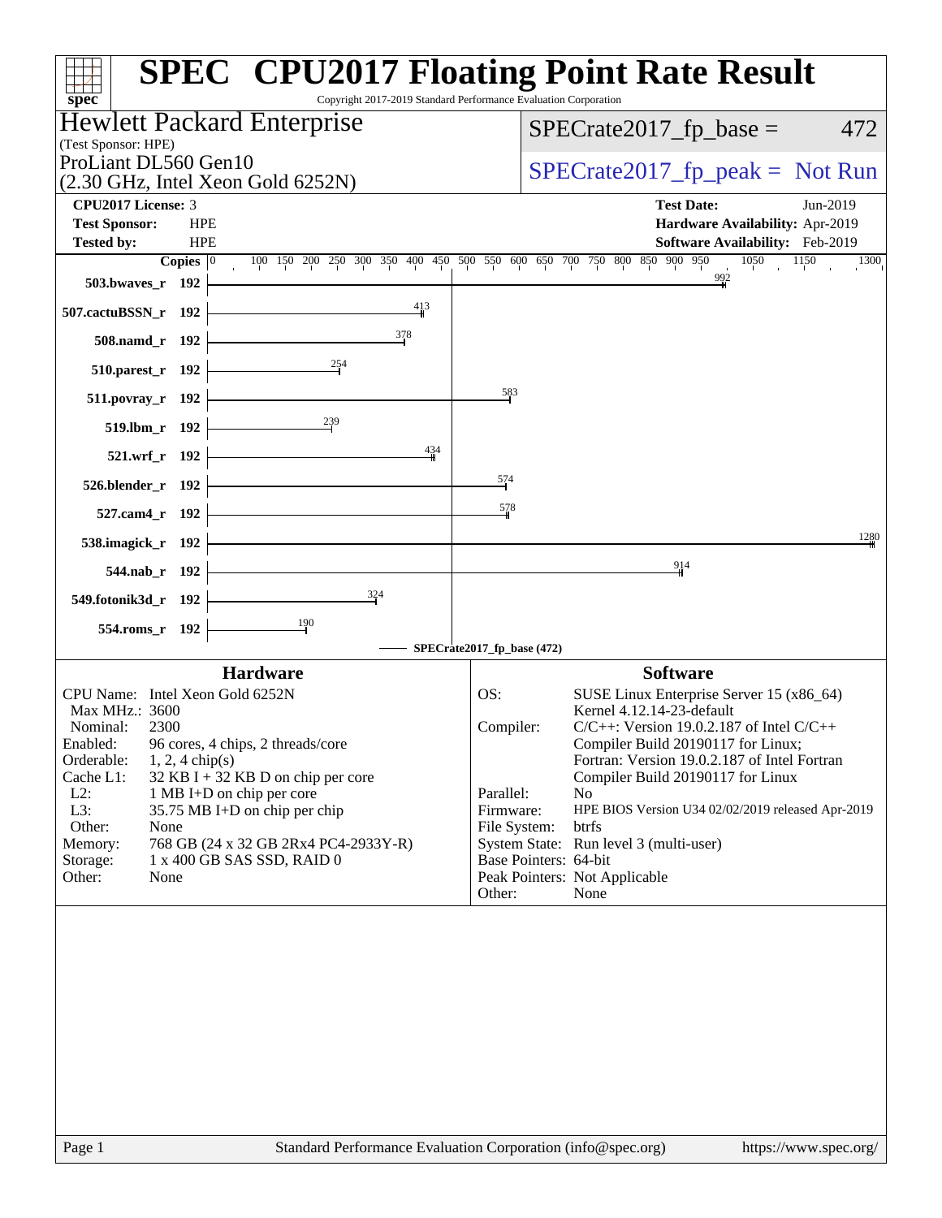# SPEC CPU2017 Floating Point Rate Result

Copyright 2017-2019 Standard Performance Evaluation Corporation

## Hewlett Packard Enterprise

(Test Sponsor: HPE)

ProLiant DL560 Gen10
(2.30 GHz, Intel Xeon Gold 6252N)

SPECrate2017_fp_base = 472

SPECrate2017_fp_peak = Not Run

**CPU2017 License:** 3
**Test Sponsor:** HPE
**Tested by:** HPE

**Test Date:** Jun-2019
**Hardware Availability:** Apr-2019
**Software Availability:** Feb-2019

| Benchmark | Copies | Base Ratio |
|---|---|---|
| 503.bwaves_r | 192 | 992 |
| 507.cactuBSSN_r | 192 | 413 |
| 508.namd_r | 192 | 378 |
| 510.parest_r | 192 | 254 |
| 511.povray_r | 192 | 583 |
| 519.lbm_r | 192 | 239 |
| 521.wrf_r | 192 | 434 |
| 526.blender_r | 192 | 574 |
| 527.cam4_r | 192 | 578 |
| 538.imagick_r | 192 | 1280 |
| 544.nab_r | 192 | 914 |
| 549.fotonik3d_r | 192 | 324 |
| 554.roms_r | 192 | 190 |

SPECrate2017_fp_base (472)

### Hardware

| | |
|---|---|
| CPU Name: | Intel Xeon Gold 6252N |
| Max MHz.: | 3600 |
| Nominal: | 2300 |
| Enabled: | 96 cores, 4 chips, 2 threads/core |
| Orderable: | 1, 2, 4 chip(s) |
| Cache L1: | 32 KB I + 32 KB D on chip per core |
| L2: | 1 MB I+D on chip per core |
| L3: | 35.75 MB I+D on chip per chip |
| Other: | None |
| Memory: | 768 GB (24 x 32 GB 2Rx4 PC4-2933Y-R) |
| Storage: | 1 x 400 GB SAS SSD, RAID 0 |
| Other: | None |

### Software

| | |
|---|---|
| OS: | SUSE Linux Enterprise Server 15 (x86_64) Kernel 4.12.14-23-default |
| Compiler: | C/C++: Version 19.0.2.187 of Intel C/C++ Compiler Build 20190117 for Linux; Fortran: Version 19.0.2.187 of Intel Fortran Compiler Build 20190117 for Linux |
| Parallel: | No |
| Firmware: | HPE BIOS Version U34 02/02/2019 released Apr-2019 |
| File System: | btrfs |
| System State: | Run level 3 (multi-user) |
| Base Pointers: | 64-bit |
| Peak Pointers: | Not Applicable |
| Other: | None |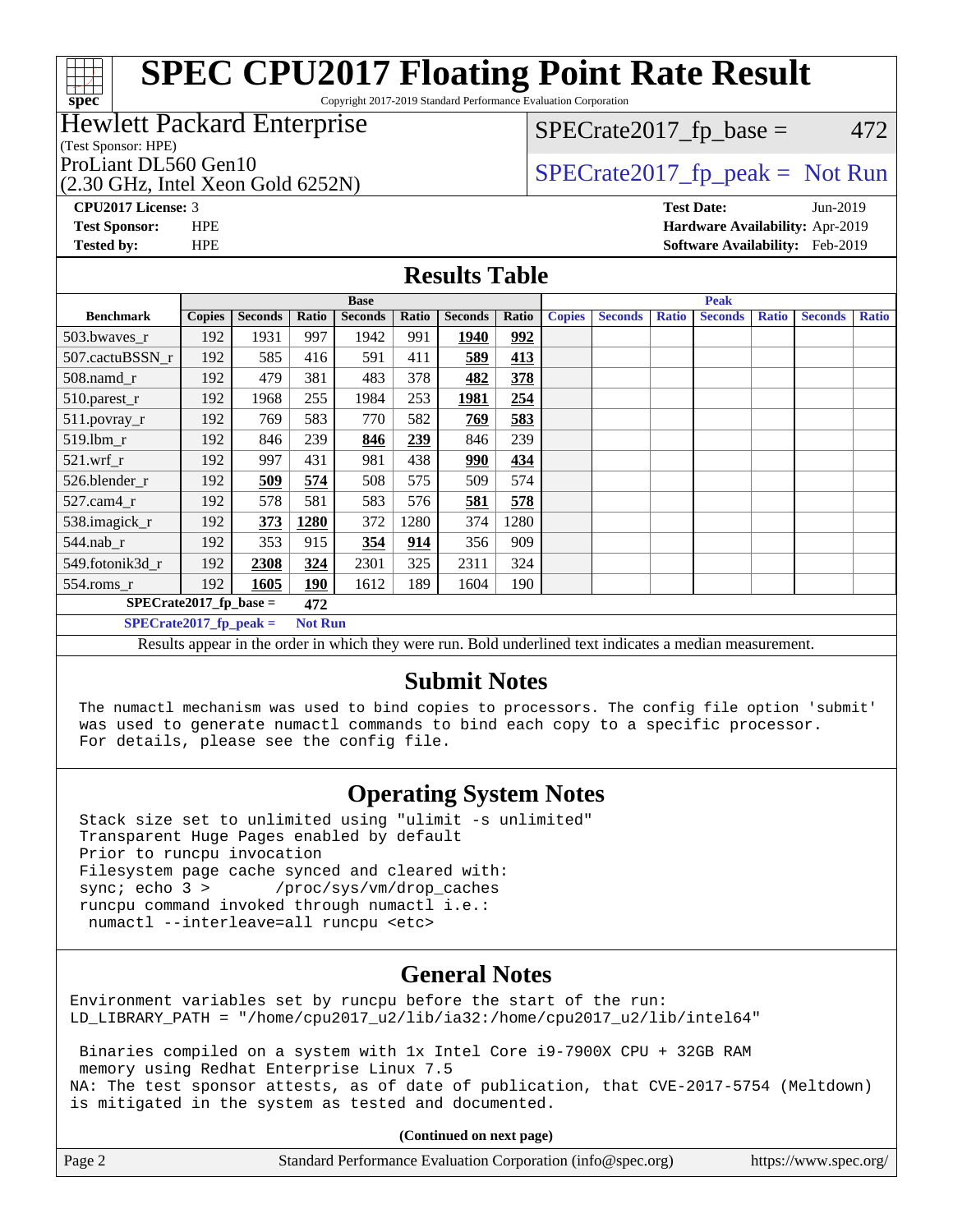# SPEC CPU2017 Floating Point Rate Result

Copyright 2017-2019 Standard Performance Evaluation Corporation

**Hewlett Packard Enterprise**
(Test Sponsor: HPE)

ProLiant DL560 Gen10
(2.30 GHz, Intel Xeon Gold 6252N)

SPECrate2017_fp_base = 472

SPECrate2017_fp_peak = Not Run

**CPU2017 License:** 3
**Test Sponsor:** HPE
**Tested by:** HPE

**Test Date:** Jun-2019
**Hardware Availability:** Apr-2019
**Software Availability:** Feb-2019

## Results Table

| Benchmark | Base | | | | | | | Peak | | | | | | |
|---|---|---|---|---|---|---|---|---|---|---|---|---|---|---|
| | Copies | Seconds | Ratio | Seconds | Ratio | Seconds | Ratio | Copies | Seconds | Ratio | Seconds | Ratio | Seconds | Ratio |
| 503.bwaves_r | 192 | 1931 | 997 | 1942 | 991 | **1940** | **992** | | | | | | | |
| 507.cactuBSSN_r | 192 | 585 | 416 | 591 | 411 | **589** | **413** | | | | | | | |
| 508.namd_r | 192 | 479 | 381 | 483 | 378 | **482** | **378** | | | | | | | |
| 510.parest_r | 192 | 1968 | 255 | 1984 | 253 | **1981** | **254** | | | | | | | |
| 511.povray_r | 192 | 769 | 583 | 770 | 582 | **769** | **583** | | | | | | | |
| 519.lbm_r | 192 | 846 | 239 | **846** | **239** | 846 | 239 | | | | | | | |
| 521.wrf_r | 192 | 997 | 431 | 981 | 438 | **990** | **434** | | | | | | | |
| 526.blender_r | 192 | **509** | **574** | 508 | 575 | 509 | 574 | | | | | | | |
| 527.cam4_r | 192 | 578 | 581 | 583 | 576 | **581** | **578** | | | | | | | |
| 538.imagick_r | 192 | **373** | **1280** | 372 | 1280 | 374 | 1280 | | | | | | | |
| 544.nab_r | 192 | 353 | 915 | **354** | **914** | 356 | 909 | | | | | | | |
| 549.fotonik3d_r | 192 | **2308** | **324** | 2301 | 325 | 2311 | 324 | | | | | | | |
| 554.roms_r | 192 | **1605** | **190** | 1612 | 189 | 1604 | 190 | | | | | | | |

**SPECrate2017_fp_base =** 472

**SPECrate2017_fp_peak =** Not Run

Results appear in the order in which they were run. Bold underlined text indicates a median measurement.

## Submit Notes

```
The numactl mechanism was used to bind copies to processors. The config file option 'submit'
was used to generate numactl commands to bind each copy to a specific processor.
For details, please see the config file.
```

## Operating System Notes

```
Stack size set to unlimited using "ulimit -s unlimited"
Transparent Huge Pages enabled by default
Prior to runcpu invocation
Filesystem page cache synced and cleared with:
sync; echo 3 >       /proc/sys/vm/drop_caches
runcpu command invoked through numactl i.e.:
 numactl --interleave=all runcpu <etc>
```

## General Notes

```
Environment variables set by runcpu before the start of the run:
LD_LIBRARY_PATH = "/home/cpu2017_u2/lib/ia32:/home/cpu2017_u2/lib/intel64"

 Binaries compiled on a system with 1x Intel Core i9-7900X CPU + 32GB RAM
 memory using Redhat Enterprise Linux 7.5
NA: The test sponsor attests, as of date of publication, that CVE-2017-5754 (Meltdown)
is mitigated in the system as tested and documented.
```

**(Continued on next page)**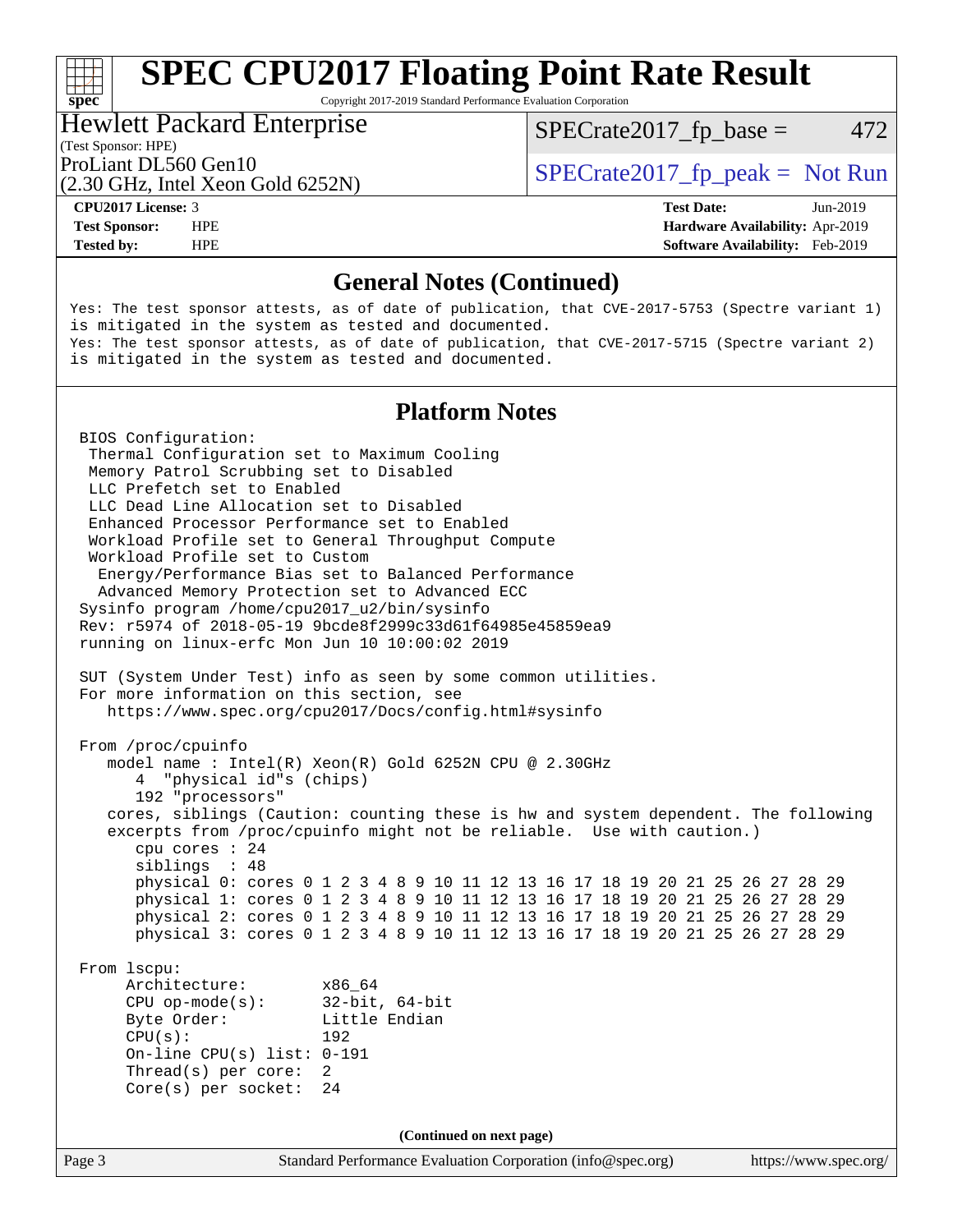# SPEC CPU2017 Floating Point Rate Result

Copyright 2017-2019 Standard Performance Evaluation Corporation

**Hewlett Packard Enterprise**
(Test Sponsor: HPE)
ProLiant DL560 Gen10
(2.30 GHz, Intel Xeon Gold 6252N)

SPECrate2017_fp_base = 472

SPECrate2017_fp_peak = Not Run

| | | | |
|---|---|---|---|
| **CPU2017 License:** | 3 | **Test Date:** | Jun-2019 |
| **Test Sponsor:** | HPE | **Hardware Availability:** | Apr-2019 |
| **Tested by:** | HPE | **Software Availability:** | Feb-2019 |

## General Notes (Continued)

```
Yes: The test sponsor attests, as of date of publication, that CVE-2017-5753 (Spectre variant 1)
is mitigated in the system as tested and documented.
Yes: The test sponsor attests, as of date of publication, that CVE-2017-5715 (Spectre variant 2)
is mitigated in the system as tested and documented.
```

## Platform Notes

```
BIOS Configuration:
 Thermal Configuration set to Maximum Cooling
 Memory Patrol Scrubbing set to Disabled
 LLC Prefetch set to Enabled
 LLC Dead Line Allocation set to Disabled
 Enhanced Processor Performance set to Enabled
 Workload Profile set to General Throughput Compute
 Workload Profile set to Custom
  Energy/Performance Bias set to Balanced Performance
  Advanced Memory Protection set to Advanced ECC
Sysinfo program /home/cpu2017_u2/bin/sysinfo
Rev: r5974 of 2018-05-19 9bcde8f2999c33d61f64985e45859ea9
running on linux-erfc Mon Jun 10 10:00:02 2019

SUT (System Under Test) info as seen by some common utilities.
For more information on this section, see
   https://www.spec.org/cpu2017/Docs/config.html#sysinfo

From /proc/cpuinfo
   model name : Intel(R) Xeon(R) Gold 6252N CPU @ 2.30GHz
      4  "physical id"s (chips)
      192 "processors"
   cores, siblings (Caution: counting these is hw and system dependent. The following
   excerpts from /proc/cpuinfo might not be reliable.  Use with caution.)
      cpu cores : 24
      siblings  : 48
      physical 0: cores 0 1 2 3 4 8 9 10 11 12 13 16 17 18 19 20 21 25 26 27 28 29
      physical 1: cores 0 1 2 3 4 8 9 10 11 12 13 16 17 18 19 20 21 25 26 27 28 29
      physical 2: cores 0 1 2 3 4 8 9 10 11 12 13 16 17 18 19 20 21 25 26 27 28 29
      physical 3: cores 0 1 2 3 4 8 9 10 11 12 13 16 17 18 19 20 21 25 26 27 28 29

From lscpu:
     Architecture:        x86_64
     CPU op-mode(s):      32-bit, 64-bit
     Byte Order:          Little Endian
     CPU(s):              192
     On-line CPU(s) list: 0-191
     Thread(s) per core:  2
     Core(s) per socket:  24
```

(Continued on next page)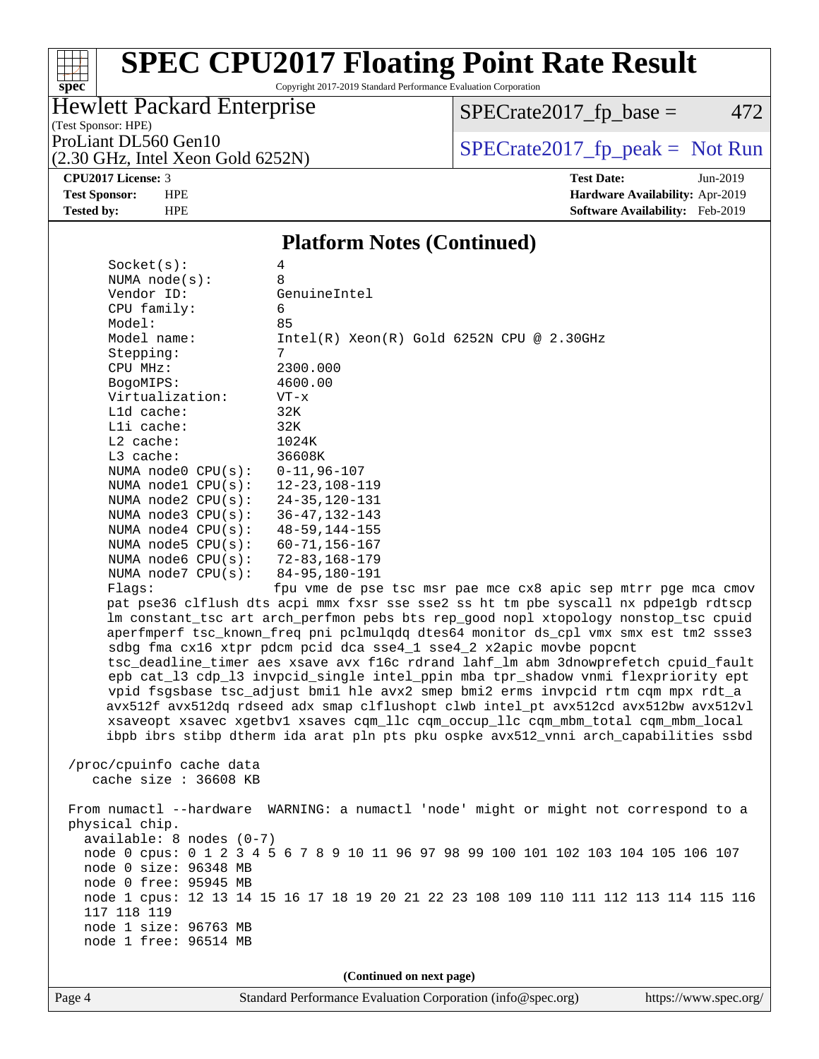# SPEC CPU2017 Floating Point Rate Result

Copyright 2017-2019 Standard Performance Evaluation Corporation

Hewlett Packard Enterprise
(Test Sponsor: HPE)
ProLiant DL560 Gen10
(2.30 GHz, Intel Xeon Gold 6252N)

SPECrate2017_fp_base = 472

SPECrate2017_fp_peak = Not Run

**CPU2017 License:** 3
**Test Sponsor:** HPE
**Tested by:** HPE

**Test Date:** Jun-2019
**Hardware Availability:** Apr-2019
**Software Availability:** Feb-2019

## Platform Notes (Continued)

```
     Socket(s):           4
     NUMA node(s):        8
     Vendor ID:           GenuineIntel
     CPU family:          6
     Model:               85
     Model name:          Intel(R) Xeon(R) Gold 6252N CPU @ 2.30GHz
     Stepping:            7
     CPU MHz:             2300.000
     BogoMIPS:            4600.00
     Virtualization:      VT-x
     L1d cache:           32K
     L1i cache:           32K
     L2 cache:            1024K
     L3 cache:            36608K
     NUMA node0 CPU(s):   0-11,96-107
     NUMA node1 CPU(s):   12-23,108-119
     NUMA node2 CPU(s):   24-35,120-131
     NUMA node3 CPU(s):   36-47,132-143
     NUMA node4 CPU(s):   48-59,144-155
     NUMA node5 CPU(s):   60-71,156-167
     NUMA node6 CPU(s):   72-83,168-179
     NUMA node7 CPU(s):   84-95,180-191
     Flags:               fpu vme de pse tsc msr pae mce cx8 apic sep mtrr pge mca cmov
     pat pse36 clflush dts acpi mmx fxsr sse sse2 ss ht tm pbe syscall nx pdpe1gb rdtscp
     lm constant_tsc art arch_perfmon pebs bts rep_good nopl xtopology nonstop_tsc cpuid
     aperfmperf tsc_known_freq pni pclmulqdq dtes64 monitor ds_cpl vmx smx est tm2 ssse3
     sdbg fma cx16 xtpr pdcm pcid dca sse4_1 sse4_2 x2apic movbe popcnt
     tsc_deadline_timer aes xsave avx f16c rdrand lahf_lm abm 3dnowprefetch cpuid_fault
     epb cat_l3 cdp_l3 invpcid_single intel_ppin mba tpr_shadow vnmi flexpriority ept
     vpid fsgsbase tsc_adjust bmi1 hle avx2 smep bmi2 erms invpcid rtm cqm mpx rdt_a
     avx512f avx512dq rdseed adx smap clflushopt clwb intel_pt avx512cd avx512bw avx512vl
     xsaveopt xsavec xgetbv1 xsaves cqm_llc cqm_occup_llc cqm_mbm_total cqm_mbm_local
     ibpb ibrs stibp dtherm ida arat pln pts pku ospke avx512_vnni arch_capabilities ssbd

 /proc/cpuinfo cache data
    cache size : 36608 KB

 From numactl --hardware  WARNING: a numactl 'node' might or might not correspond to a
 physical chip.
   available: 8 nodes (0-7)
   node 0 cpus: 0 1 2 3 4 5 6 7 8 9 10 11 96 97 98 99 100 101 102 103 104 105 106 107
   node 0 size: 96348 MB
   node 0 free: 95945 MB
   node 1 cpus: 12 13 14 15 16 17 18 19 20 21 22 23 108 109 110 111 112 113 114 115 116
   117 118 119
   node 1 size: 96763 MB
   node 1 free: 96514 MB
```

(Continued on next page)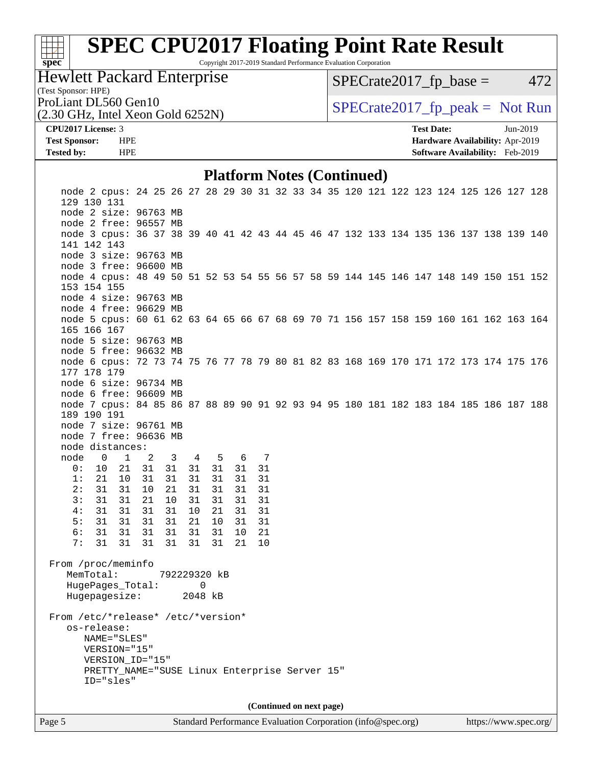## Platform Notes (Continued)

```
  node 2 cpus: 24 25 26 27 28 29 30 31 32 33 34 35 120 121 122 123 124 125 126 127 128
  129 130 131
  node 2 size: 96763 MB
  node 2 free: 96557 MB
  node 3 cpus: 36 37 38 39 40 41 42 43 44 45 46 47 132 133 134 135 136 137 138 139 140
  141 142 143
  node 3 size: 96763 MB
  node 3 free: 96600 MB
  node 4 cpus: 48 49 50 51 52 53 54 55 56 57 58 59 144 145 146 147 148 149 150 151 152
  153 154 155
  node 4 size: 96763 MB
  node 4 free: 96629 MB
  node 5 cpus: 60 61 62 63 64 65 66 67 68 69 70 71 156 157 158 159 160 161 162 163 164
  165 166 167
  node 5 size: 96763 MB
  node 5 free: 96632 MB
  node 6 cpus: 72 73 74 75 76 77 78 79 80 81 82 83 168 169 170 171 172 173 174 175 176
  177 178 179
  node 6 size: 96734 MB
  node 6 free: 96609 MB
  node 7 cpus: 84 85 86 87 88 89 90 91 92 93 94 95 180 181 182 183 184 185 186 187 188
  189 190 191
  node 7 size: 96761 MB
  node 7 free: 96636 MB
  node distances:
  node   0   1   2   3   4   5   6   7
    0:  10  21  31  31  31  31  31  31
    1:  21  10  31  31  31  31  31  31
    2:  31  31  10  21  31  31  31  31
    3:  31  31  21  10  31  31  31  31
    4:  31  31  31  31  10  21  31  31
    5:  31  31  31  31  21  10  31  31
    6:  31  31  31  31  31  31  10  21
    7:  31  31  31  31  31  31  21  10

From /proc/meminfo
   MemTotal:       792229320 kB
   HugePages_Total:       0
   Hugepagesize:       2048 kB

From /etc/*release* /etc/*version*
   os-release:
      NAME="SLES"
      VERSION="15"
      VERSION_ID="15"
      PRETTY_NAME="SUSE Linux Enterprise Server 15"
      ID="sles"
```

**(Continued on next page)**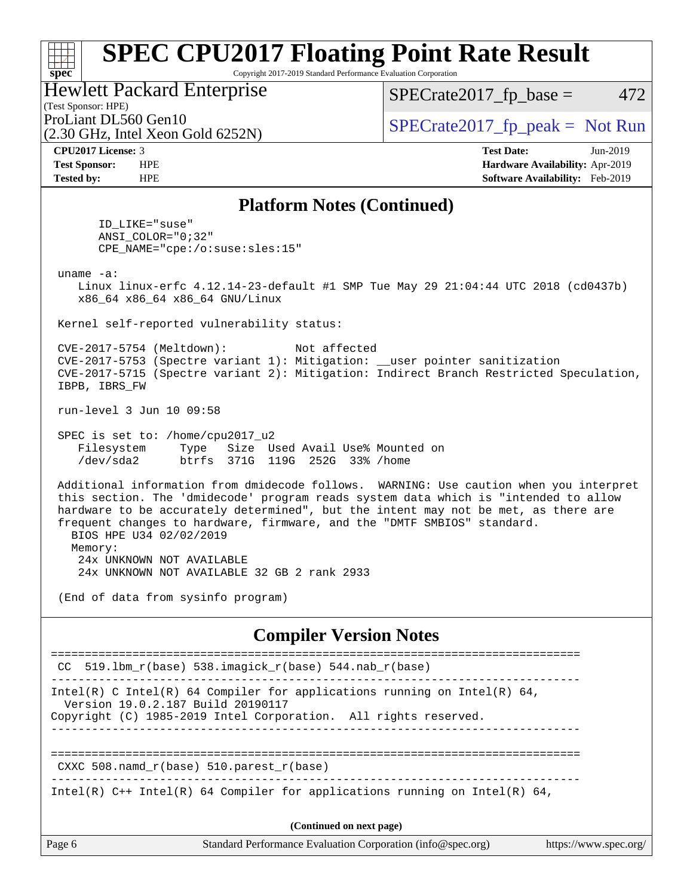# SPEC CPU2017 Floating Point Rate Result

Copyright 2017-2019 Standard Performance Evaluation Corporation

**Hewlett Packard Enterprise**
(Test Sponsor: HPE)
ProLiant DL560 Gen10
(2.30 GHz, Intel Xeon Gold 6252N)

SPECrate2017_fp_base = 472
SPECrate2017_fp_peak = Not Run

**CPU2017 License:** 3
**Test Sponsor:** HPE
**Tested by:** HPE

**Test Date:** Jun-2019
**Hardware Availability:** Apr-2019
**Software Availability:** Feb-2019

## Platform Notes (Continued)

```
      ID_LIKE="suse"
      ANSI_COLOR="0;32"
      CPE_NAME="cpe:/o:suse:sles:15"

 uname -a:
    Linux linux-erfc 4.12.14-23-default #1 SMP Tue May 29 21:04:44 UTC 2018 (cd0437b)
    x86_64 x86_64 x86_64 GNU/Linux

 Kernel self-reported vulnerability status:

 CVE-2017-5754 (Meltdown):          Not affected
 CVE-2017-5753 (Spectre variant 1): Mitigation: __user pointer sanitization
 CVE-2017-5715 (Spectre variant 2): Mitigation: Indirect Branch Restricted Speculation,
 IBPB, IBRS_FW

 run-level 3 Jun 10 09:58

 SPEC is set to: /home/cpu2017_u2
    Filesystem     Type   Size  Used Avail Use% Mounted on
    /dev/sda2      btrfs  371G  119G  252G  33% /home

 Additional information from dmidecode follows.  WARNING: Use caution when you interpret
 this section. The 'dmidecode' program reads system data which is "intended to allow
 hardware to be accurately determined", but the intent may not be met, as there are
 frequent changes to hardware, firmware, and the "DMTF SMBIOS" standard.
   BIOS HPE U34 02/02/2019
   Memory:
    24x UNKNOWN NOT AVAILABLE
    24x UNKNOWN NOT AVAILABLE 32 GB 2 rank 2933

 (End of data from sysinfo program)
```

## Compiler Version Notes

```
==============================================================================
 CC  519.lbm_r(base) 538.imagick_r(base) 544.nab_r(base)
------------------------------------------------------------------------------
Intel(R) C Intel(R) 64 Compiler for applications running on Intel(R) 64,
  Version 19.0.2.187 Build 20190117
Copyright (C) 1985-2019 Intel Corporation.  All rights reserved.
------------------------------------------------------------------------------

==============================================================================
 CXXC 508.namd_r(base) 510.parest_r(base)
------------------------------------------------------------------------------
Intel(R) C++ Intel(R) 64 Compiler for applications running on Intel(R) 64,
```

**(Continued on next page)**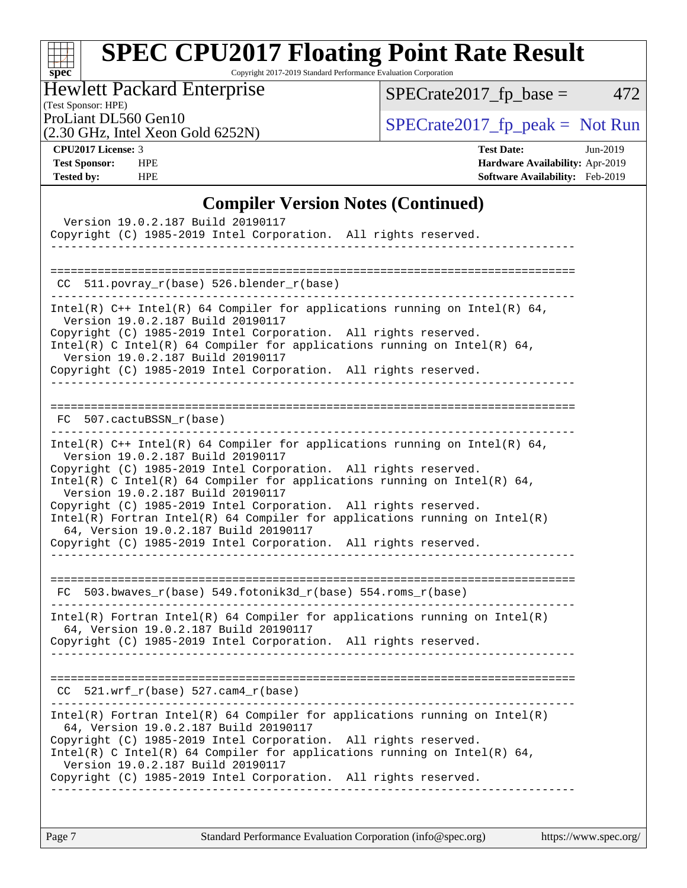## Compiler Version Notes (Continued)

```
  Version 19.0.2.187 Build 20190117
Copyright (C) 1985-2019 Intel Corporation.  All rights reserved.
------------------------------------------------------------------------------

==============================================================================
 CC  511.povray_r(base) 526.blender_r(base)
------------------------------------------------------------------------------
Intel(R) C++ Intel(R) 64 Compiler for applications running on Intel(R) 64,
  Version 19.0.2.187 Build 20190117
Copyright (C) 1985-2019 Intel Corporation.  All rights reserved.
Intel(R) C Intel(R) 64 Compiler for applications running on Intel(R) 64,
  Version 19.0.2.187 Build 20190117
Copyright (C) 1985-2019 Intel Corporation.  All rights reserved.
------------------------------------------------------------------------------

==============================================================================
 FC  507.cactuBSSN_r(base)
------------------------------------------------------------------------------
Intel(R) C++ Intel(R) 64 Compiler for applications running on Intel(R) 64,
  Version 19.0.2.187 Build 20190117
Copyright (C) 1985-2019 Intel Corporation.  All rights reserved.
Intel(R) C Intel(R) 64 Compiler for applications running on Intel(R) 64,
  Version 19.0.2.187 Build 20190117
Copyright (C) 1985-2019 Intel Corporation.  All rights reserved.
Intel(R) Fortran Intel(R) 64 Compiler for applications running on Intel(R)
  64, Version 19.0.2.187 Build 20190117
Copyright (C) 1985-2019 Intel Corporation.  All rights reserved.
------------------------------------------------------------------------------

==============================================================================
 FC  503.bwaves_r(base) 549.fotonik3d_r(base) 554.roms_r(base)
------------------------------------------------------------------------------
Intel(R) Fortran Intel(R) 64 Compiler for applications running on Intel(R)
  64, Version 19.0.2.187 Build 20190117
Copyright (C) 1985-2019 Intel Corporation.  All rights reserved.
------------------------------------------------------------------------------

==============================================================================
 CC  521.wrf_r(base) 527.cam4_r(base)
------------------------------------------------------------------------------
Intel(R) Fortran Intel(R) 64 Compiler for applications running on Intel(R)
  64, Version 19.0.2.187 Build 20190117
Copyright (C) 1985-2019 Intel Corporation.  All rights reserved.
Intel(R) C Intel(R) 64 Compiler for applications running on Intel(R) 64,
  Version 19.0.2.187 Build 20190117
Copyright (C) 1985-2019 Intel Corporation.  All rights reserved.
------------------------------------------------------------------------------
```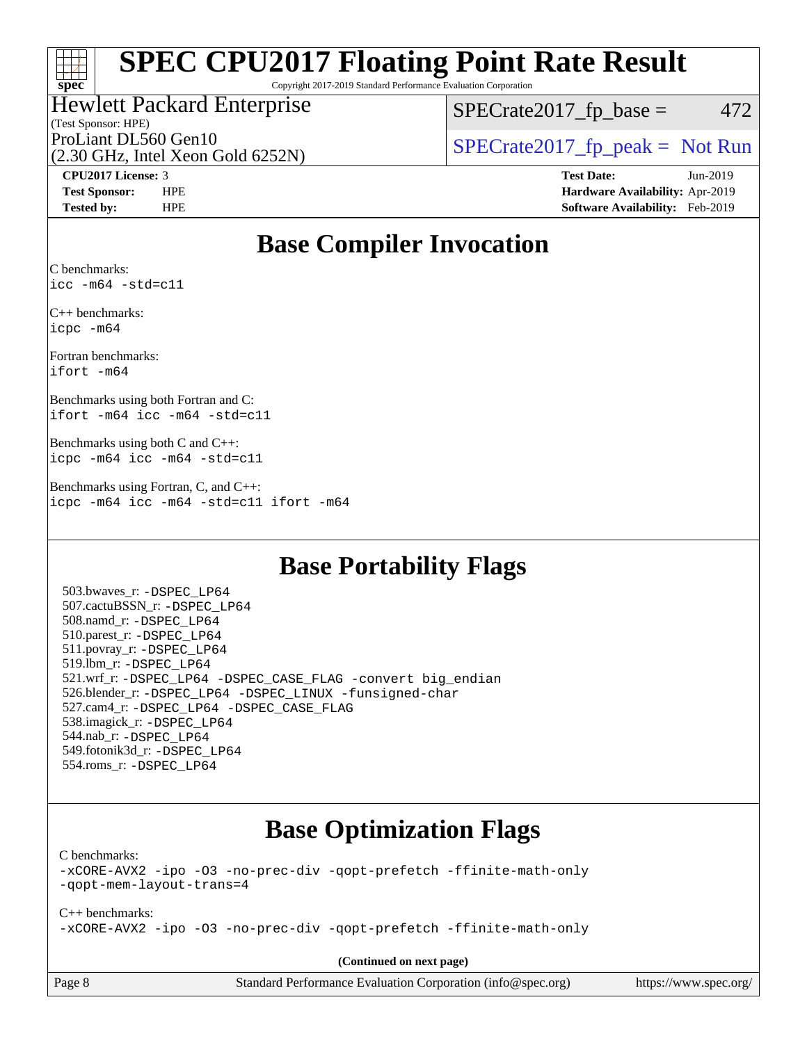# SPEC CPU2017 Floating Point Rate Result

Copyright 2017-2019 Standard Performance Evaluation Corporation

Hewlett Packard Enterprise
(Test Sponsor: HPE)
ProLiant DL560 Gen10
(2.30 GHz, Intel Xeon Gold 6252N)

SPECrate2017_fp_base = 472

SPECrate2017_fp_peak = Not Run

**CPU2017 License:** 3
**Test Sponsor:** HPE
**Tested by:** HPE

**Test Date:** Jun-2019
**Hardware Availability:** Apr-2019
**Software Availability:** Feb-2019

## Base Compiler Invocation

C benchmarks:
```
icc -m64 -std=c11
```

C++ benchmarks:
```
icpc -m64
```

Fortran benchmarks:
```
ifort -m64
```

Benchmarks using both Fortran and C:
```
ifort -m64 icc -m64 -std=c11
```

Benchmarks using both C and C++:
```
icpc -m64 icc -m64 -std=c11
```

Benchmarks using Fortran, C, and C++:
```
icpc -m64 icc -m64 -std=c11 ifort -m64
```

## Base Portability Flags

503.bwaves_r: -DSPEC_LP64
507.cactuBSSN_r: -DSPEC_LP64
508.namd_r: -DSPEC_LP64
510.parest_r: -DSPEC_LP64
511.povray_r: -DSPEC_LP64
519.lbm_r: -DSPEC_LP64
521.wrf_r: -DSPEC_LP64 -DSPEC_CASE_FLAG -convert big_endian
526.blender_r: -DSPEC_LP64 -DSPEC_LINUX -funsigned-char
527.cam4_r: -DSPEC_LP64 -DSPEC_CASE_FLAG
538.imagick_r: -DSPEC_LP64
544.nab_r: -DSPEC_LP64
549.fotonik3d_r: -DSPEC_LP64
554.roms_r: -DSPEC_LP64

## Base Optimization Flags

C benchmarks:
```
-xCORE-AVX2 -ipo -O3 -no-prec-div -qopt-prefetch -ffinite-math-only
-qopt-mem-layout-trans=4
```

C++ benchmarks:
```
-xCORE-AVX2 -ipo -O3 -no-prec-div -qopt-prefetch -ffinite-math-only
```

**(Continued on next page)**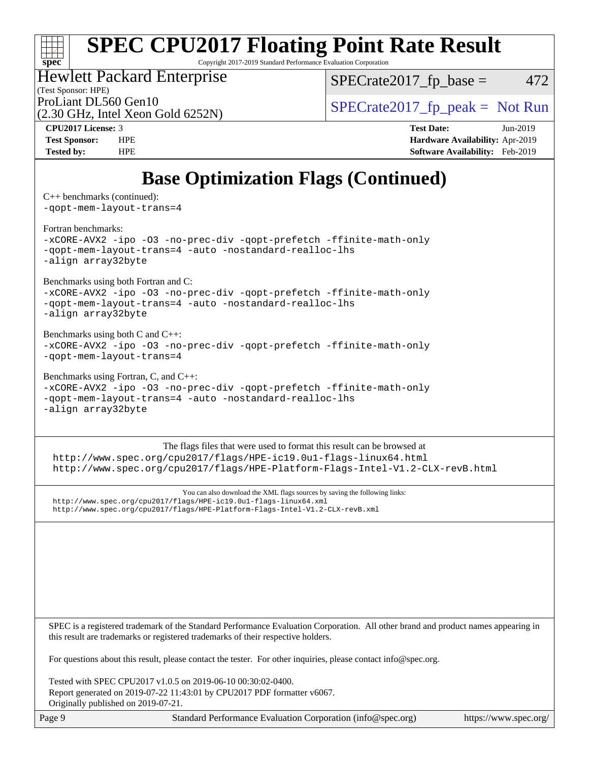# Base Optimization Flags (Continued)

C++ benchmarks (continued):
-qopt-mem-layout-trans=4

Fortran benchmarks:
-xCORE-AVX2 -ipo -O3 -no-prec-div -qopt-prefetch -ffinite-math-only
-qopt-mem-layout-trans=4 -auto -nostandard-realloc-lhs
-align array32byte

Benchmarks using both Fortran and C:
-xCORE-AVX2 -ipo -O3 -no-prec-div -qopt-prefetch -ffinite-math-only
-qopt-mem-layout-trans=4 -auto -nostandard-realloc-lhs
-align array32byte

Benchmarks using both C and C++:
-xCORE-AVX2 -ipo -O3 -no-prec-div -qopt-prefetch -ffinite-math-only
-qopt-mem-layout-trans=4

Benchmarks using Fortran, C, and C++:
-xCORE-AVX2 -ipo -O3 -no-prec-div -qopt-prefetch -ffinite-math-only
-qopt-mem-layout-trans=4 -auto -nostandard-realloc-lhs
-align array32byte

The flags files that were used to format this result can be browsed at
http://www.spec.org/cpu2017/flags/HPE-ic19.0u1-flags-linux64.html
http://www.spec.org/cpu2017/flags/HPE-Platform-Flags-Intel-V1.2-CLX-revB.html

You can also download the XML flags sources by saving the following links:
http://www.spec.org/cpu2017/flags/HPE-ic19.0u1-flags-linux64.xml
http://www.spec.org/cpu2017/flags/HPE-Platform-Flags-Intel-V1.2-CLX-revB.xml

SPEC is a registered trademark of the Standard Performance Evaluation Corporation. All other brand and product names appearing in this result are trademarks or registered trademarks of their respective holders.

For questions about this result, please contact the tester. For other inquiries, please contact info@spec.org.

Tested with SPEC CPU2017 v1.0.5 on 2019-06-10 00:30:02-0400.
Report generated on 2019-07-22 11:43:01 by CPU2017 PDF formatter v6067.
Originally published on 2019-07-21.